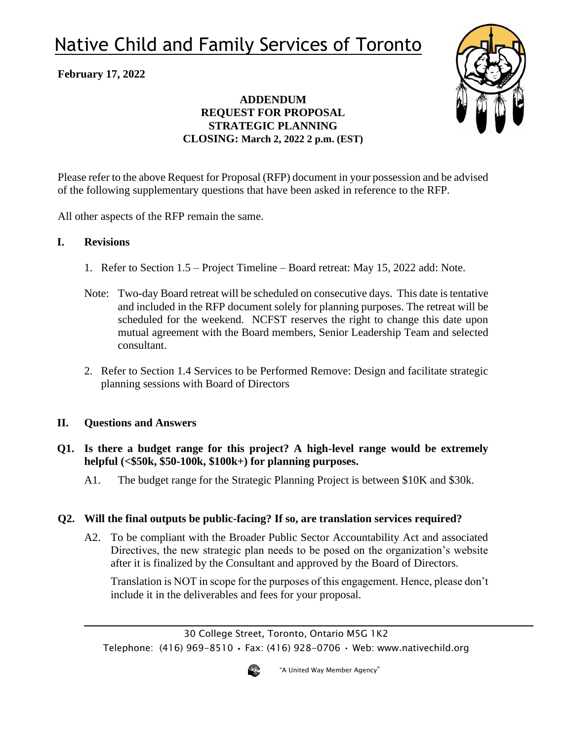# Native Child and Family Services of Toronto

**February 17, 2022**

**ADDENDUM**
**REQUEST FOR PROPOSAL**
**STRATEGIC PLANNING**
**CLOSING: March 2, 2022 2 p.m. (EST)**

Please refer to the above Request for Proposal (RFP) document in your possession and be advised of the following supplementary questions that have been asked in reference to the RFP.

All other aspects of the RFP remain the same.

## I. Revisions

1. Refer to Section 1.5 – Project Timeline – Board retreat: May 15, 2022 add: Note.

Note: Two-day Board retreat will be scheduled on consecutive days. This date is tentative and included in the RFP document solely for planning purposes. The retreat will be scheduled for the weekend. NCFST reserves the right to change this date upon mutual agreement with the Board members, Senior Leadership Team and selected consultant.

2. Refer to Section 1.4 Services to be Performed Remove: Design and facilitate strategic planning sessions with Board of Directors

## II. Questions and Answers

**Q1. Is there a budget range for this project? A high-level range would be extremely helpful (<$50k, $50-100k, $100k+) for planning purposes.**

A1. The budget range for the Strategic Planning Project is between $10K and $30k.

**Q2. Will the final outputs be public-facing? If so, are translation services required?**

A2. To be compliant with the Broader Public Sector Accountability Act and associated Directives, the new strategic plan needs to be posed on the organization's website after it is finalized by the Consultant and approved by the Board of Directors.

Translation is NOT in scope for the purposes of this engagement. Hence, please don't include it in the deliverables and fees for your proposal.

30 College Street, Toronto, Ontario M5G 1K2
Telephone: (416) 969-8510 • Fax: (416) 928-0706 • Web: www.nativechild.org

"A United Way Member Agency"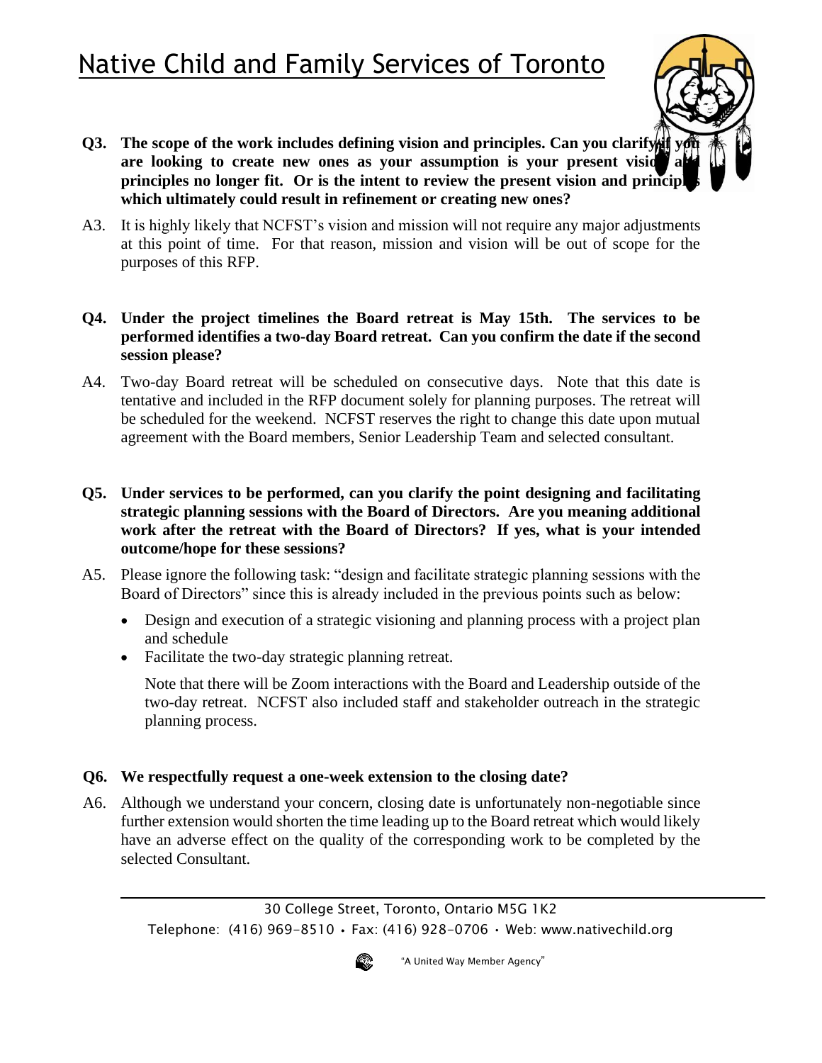**Q3. The scope of the work includes defining vision and principles. Can you clarify if you are looking to create new ones as your assumption is your present vision and principles no longer fit. Or is the intent to review the present vision and principles which ultimately could result in refinement or creating new ones?**

A3. It is highly likely that NCFST's vision and mission will not require any major adjustments at this point of time. For that reason, mission and vision will be out of scope for the purposes of this RFP.

**Q4. Under the project timelines the Board retreat is May 15th. The services to be performed identifies a two-day Board retreat. Can you confirm the date if the second session please?**

A4. Two-day Board retreat will be scheduled on consecutive days. Note that this date is tentative and included in the RFP document solely for planning purposes. The retreat will be scheduled for the weekend. NCFST reserves the right to change this date upon mutual agreement with the Board members, Senior Leadership Team and selected consultant.

**Q5. Under services to be performed, can you clarify the point designing and facilitating strategic planning sessions with the Board of Directors. Are you meaning additional work after the retreat with the Board of Directors? If yes, what is your intended outcome/hope for these sessions?**

A5. Please ignore the following task: "design and facilitate strategic planning sessions with the Board of Directors" since this is already included in the previous points such as below:

- Design and execution of a strategic visioning and planning process with a project plan and schedule
- Facilitate the two-day strategic planning retreat.

Note that there will be Zoom interactions with the Board and Leadership outside of the two-day retreat. NCFST also included staff and stakeholder outreach in the strategic planning process.

**Q6. We respectfully request a one-week extension to the closing date?**

A6. Although we understand your concern, closing date is unfortunately non-negotiable since further extension would shorten the time leading up to the Board retreat which would likely have an adverse effect on the quality of the corresponding work to be completed by the selected Consultant.